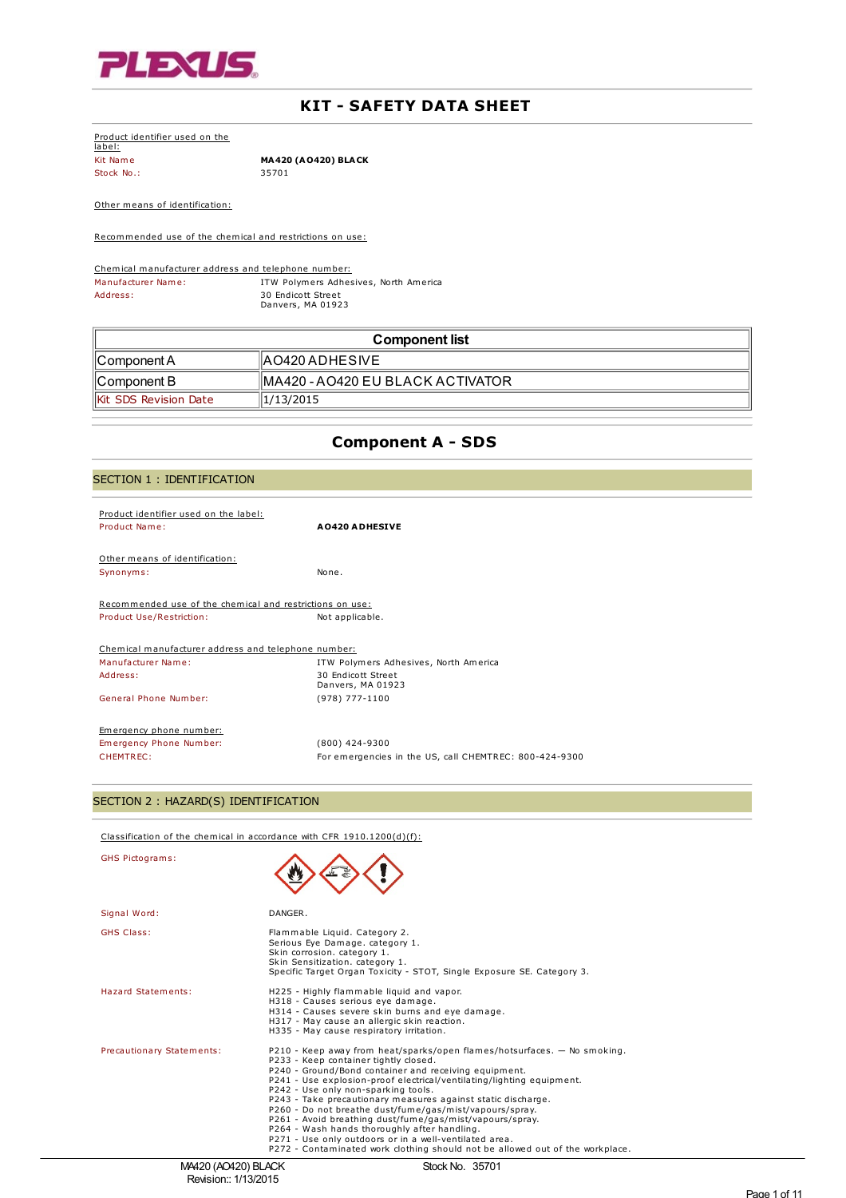PLEXUS

# KIT - SAFETY DATA SHEET

Product identifier used on the label:

Kit Name: **MA420 (AO420) BLACK**

Stock No.: 35701

Other means of identification:

Recommended use of the chemical and restrictions on use:

Chemical manufacturer address and telephone number:

Manufacturer Name: ITW Polymers Adhesives, North America

Address: 30 Endicott Street
Danvers, MA 01923

| Component list | |
|---|---|
| Component A | AO420 ADHESIVE |
| Component B | MA420 - AO420 EU BLACK ACTIVATOR |
| Kit SDS Revision Date | 1/13/2015 |

# Component A - SDS

## SECTION 1 : IDENTIFICATION

Product identifier used on the label:

Product Name: **AO420 ADHESIVE**

Other means of identification:

Synonyms: None.

Recommended use of the chemical and restrictions on use:

Product Use/Restriction: Not applicable.

Chemical manufacturer address and telephone number:

Manufacturer Name: ITW Polymers Adhesives, North America

Address: 30 Endicott Street
Danvers, MA 01923

General Phone Number: (978) 777-1100

Emergency phone number:

Emergency Phone Number: (800) 424-9300

CHEMTREC: For emergencies in the US, call CHEMTREC: 800-424-9300

## SECTION 2 : HAZARD(S) IDENTIFICATION

Classification of the chemical in accordance with CFR 1910.1200(d)(f):

GHS Pictograms:

Signal Word: DANGER.

GHS Class:
Flammable Liquid. Category 2.
Serious Eye Damage. category 1.
Skin corrosion. category 1.
Skin Sensitization. category 1.
Specific Target Organ Toxicity - STOT, Single Exposure SE. Category 3.

Hazard Statements:
H225 - Highly flammable liquid and vapor.
H318 - Causes serious eye damage.
H314 - Causes severe skin burns and eye damage.
H317 - May cause an allergic skin reaction.
H335 - May cause respiratory irritation.

Precautionary Statements:
P210 - Keep away from heat/sparks/open flames/hotsurfaces. — No smoking.
P233 - Keep container tightly closed.
P240 - Ground/Bond container and receiving equipment.
P241 - Use explosion-proof electrical/ventilating/lighting equipment.
P242 - Use only non-sparking tools.
P243 - Take precautionary measures against static discharge.
P260 - Do not breathe dust/fume/gas/mist/vapours/spray.
P261 - Avoid breathing dust/fume/gas/mist/vapours/spray.
P264 - Wash hands thoroughly after handling.
P271 - Use only outdoors or in a well-ventilated area.
P272 - Contaminated work clothing should not be allowed out of the workplace.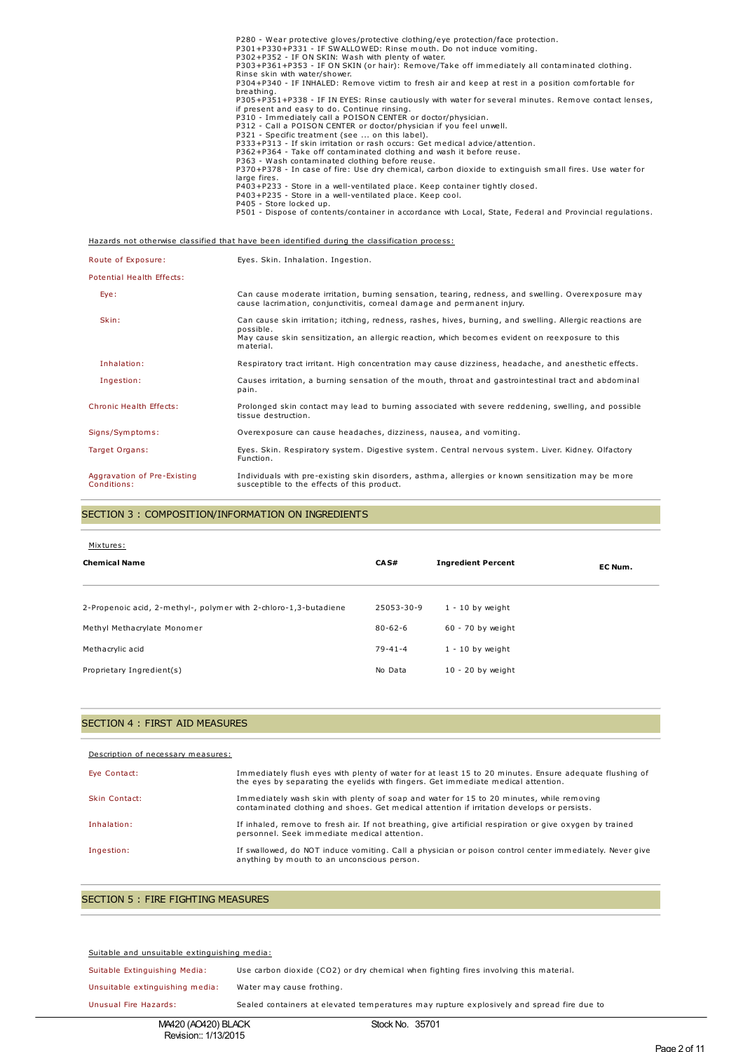P280 - Wear protective gloves/protective clothing/eye protection/face protection.
P301+P330+P331 - IF SWALLOWED: Rinse mouth. Do not induce vomiting.
P302+P352 - IF ON SKIN: Wash with plenty of water.
P303+P361+P353 - IF ON SKIN (or hair): Remove/Take off immediately all contaminated clothing. Rinse skin with water/shower.
P304+P340 - IF INHALED: Remove victim to fresh air and keep at rest in a position comfortable for breathing.
P305+P351+P338 - IF IN EYES: Rinse cautiously with water for several minutes. Remove contact lenses, if present and easy to do. Continue rinsing.
P310 - Immediately call a POISON CENTER or doctor/physician.
P312 - Call a POISON CENTER or doctor/physician if you feel unwell.
P321 - Specific treatment (see ... on this label).
P333+P313 - If skin irritation or rash occurs: Get medical advice/attention.
P362+P364 - Take off contaminated clothing and wash it before reuse.
P363 - Wash contaminated clothing before reuse.
P370+P378 - In case of fire: Use dry chemical, carbon dioxide to extinguish small fires. Use water for large fires.
P403+P233 - Store in a well-ventilated place. Keep container tightly closed.
P403+P235 - Store in a well-ventilated place. Keep cool.
P405 - Store locked up.
P501 - Dispose of contents/container in accordance with Local, State, Federal and Provincial regulations.

Hazards not otherwise classified that have been identified during the classification process:

| | |
|---|---|
| Route of Exposure: | Eyes. Skin. Inhalation. Ingestion. |
| Potential Health Effects: | |
| Eye: | Can cause moderate irritation, burning sensation, tearing, redness, and swelling. Overexposure may cause lacrimation, conjunctivitis, corneal damage and permanent injury. |
| Skin: | Can cause skin irritation; itching, redness, rashes, hives, burning, and swelling. Allergic reactions are possible. May cause skin sensitization, an allergic reaction, which becomes evident on reexposure to this material. |
| Inhalation: | Respiratory tract irritant. High concentration may cause dizziness, headache, and anesthetic effects. |
| Ingestion: | Causes irritation, a burning sensation of the mouth, throat and gastrointestinal tract and abdominal pain. |
| Chronic Health Effects: | Prolonged skin contact may lead to burning associated with severe reddening, swelling, and possible tissue destruction. |
| Signs/Symptoms: | Overexposure can cause headaches, dizziness, nausea, and vomiting. |
| Target Organs: | Eyes. Skin. Respiratory system. Digestive system. Central nervous system. Liver. Kidney. Olfactory Function. |
| Aggravation of Pre-Existing Conditions: | Individuals with pre-existing skin disorders, asthma, allergies or known sensitization may be more susceptible to the effects of this product. |

## SECTION 3 : COMPOSITION/INFORMATION ON INGREDIENTS

Mixtures:

| Chemical Name | CAS# | Ingredient Percent | EC Num. |
|---|---|---|---|
| 2-Propenoic acid, 2-methyl-, polymer with 2-chloro-1,3-butadiene | 25053-30-9 | 1 - 10 by weight | |
| Methyl Methacrylate Monomer | 80-62-6 | 60 - 70 by weight | |
| Methacrylic acid | 79-41-4 | 1 - 10 by weight | |
| Proprietary Ingredient(s) | No Data | 10 - 20 by weight | |

## SECTION 4 : FIRST AID MEASURES

Description of necessary measures:

| | |
|---|---|
| Eye Contact: | Immediately flush eyes with plenty of water for at least 15 to 20 minutes. Ensure adequate flushing of the eyes by separating the eyelids with fingers. Get immediate medical attention. |
| Skin Contact: | Immediately wash skin with plenty of soap and water for 15 to 20 minutes, while removing contaminated clothing and shoes. Get medical attention if irritation develops or persists. |
| Inhalation: | If inhaled, remove to fresh air. If not breathing, give artificial respiration or give oxygen by trained personnel. Seek immediate medical attention. |
| Ingestion: | If swallowed, do NOT induce vomiting. Call a physician or poison control center immediately. Never give anything by mouth to an unconscious person. |

## SECTION 5 : FIRE FIGHTING MEASURES

Suitable and unsuitable extinguishing media:

| | |
|---|---|
| Suitable Extinguishing Media: | Use carbon dioxide ($CO_2$) or dry chemical when fighting fires involving this material. |
| Unsuitable extinguishing media: | Water may cause frothing. |
| Unusual Fire Hazards: | Sealed containers at elevated temperatures may rupture explosively and spread fire due to |

MA420 (AO420) BLACK
Revision:: 1/13/2015

Stock No. 35701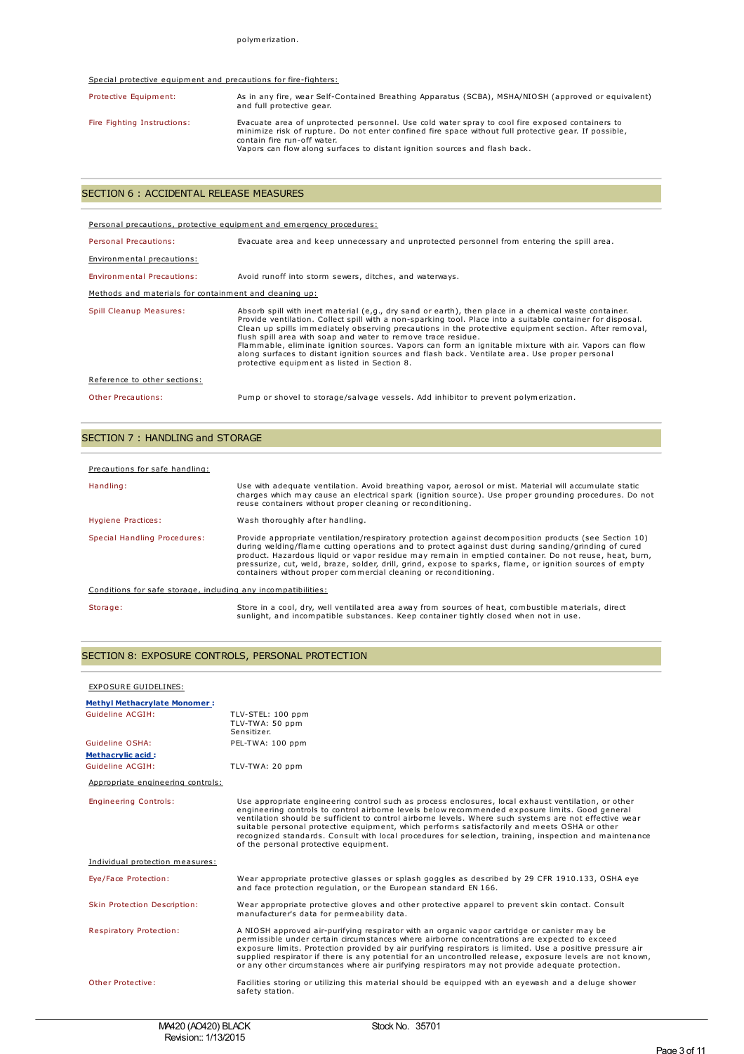polymerization.

Special protective equipment and precautions for fire-fighters:

| | |
|---|---|
| Protective Equipment: | As in any fire, wear Self-Contained Breathing Apparatus (SCBA), MSHA/NIOSH (approved or equivalent) and full protective gear. |
| Fire Fighting Instructions: | Evacuate area of unprotected personnel. Use cold water spray to cool fire exposed containers to minimize risk of rupture. Do not enter confined fire space without full protective gear. If possible, contain fire run-off water. Vapors can flow along surfaces to distant ignition sources and flash back. |

## SECTION 6 : ACCIDENTAL RELEASE MEASURES

Personal precautions, protective equipment and emergency procedures:

| | |
|---|---|
| Personal Precautions: | Evacuate area and keep unnecessary and unprotected personnel from entering the spill area. |

Environmental precautions:

| | |
|---|---|
| Environmental Precautions: | Avoid runoff into storm sewers, ditches, and waterways. |

Methods and materials for containment and cleaning up:

| | |
|---|---|
| Spill Cleanup Measures: | Absorb spill with inert material (e,g., dry sand or earth), then place in a chemical waste container. Provide ventilation. Collect spill with a non-sparking tool. Place into a suitable container for disposal. Clean up spills immediately observing precautions in the protective equipment section. After removal, flush spill area with soap and water to remove trace residue. Flammable, eliminate ignition sources. Vapors can form an ignitable mixture with air. Vapors can flow along surfaces to distant ignition sources and flash back. Ventilate area. Use proper personal protective equipment as listed in Section 8. |

Reference to other sections:

| | |
|---|---|
| Other Precautions: | Pump or shovel to storage/salvage vessels. Add inhibitor to prevent polymerization. |

## SECTION 7 : HANDLING and STORAGE

Precautions for safe handling:

| | |
|---|---|
| Handling: | Use with adequate ventilation. Avoid breathing vapor, aerosol or mist. Material will accumulate static charges which may cause an electrical spark (ignition source). Use proper grounding procedures. Do not reuse containers without proper cleaning or reconditioning. |
| Hygiene Practices: | Wash thoroughly after handling. |
| Special Handling Procedures: | Provide appropriate ventilation/respiratory protection against decomposition products (see Section 10) during welding/flame cutting operations and to protect against dust during sanding/grinding of cured product. Hazardous liquid or vapor residue may remain in emptied container. Do not reuse, heat, burn, pressurize, cut, weld, braze, solder, drill, grind, expose to sparks, flame, or ignition sources of empty containers without proper commercial cleaning or reconditioning. |

Conditions for safe storage, including any incompatibilities:

| | |
|---|---|
| Storage: | Store in a cool, dry, well ventilated area away from sources of heat, combustible materials, direct sunlight, and incompatible substances. Keep container tightly closed when not in use. |

## SECTION 8: EXPOSURE CONTROLS, PERSONAL PROTECTION

EXPOSURE GUIDELINES:

**Methyl Methacrylate Monomer :**

| | |
|---|---|
| Guideline ACGIH: | TLV-STEL: 100 ppm<br>TLV-TWA: 50 ppm<br>Sensitizer. |
| Guideline OSHA: | PEL-TWA: 100 ppm |

**Methacrylic acid :**

| | |
|---|---|
| Guideline ACGIH: | TLV-TWA: 20 ppm |

Appropriate engineering controls:

| | |
|---|---|
| Engineering Controls: | Use appropriate engineering control such as process enclosures, local exhaust ventilation, or other engineering controls to control airborne levels below recommended exposure limits. Good general ventilation should be sufficient to control airborne levels. Where such systems are not effective wear suitable personal protective equipment, which performs satisfactorily and meets OSHA or other recognized standards. Consult with local procedures for selection, training, inspection and maintenance of the personal protective equipment. |

Individual protection measures:

| | |
|---|---|
| Eye/Face Protection: | Wear appropriate protective glasses or splash goggles as described by 29 CFR 1910.133, OSHA eye and face protection regulation, or the European standard EN 166. |
| Skin Protection Description: | Wear appropriate protective gloves and other protective apparel to prevent skin contact. Consult manufacturer's data for permeability data. |
| Respiratory Protection: | A NIOSH approved air-purifying respirator with an organic vapor cartridge or canister may be permissible under certain circumstances where airborne concentrations are expected to exceed exposure limits. Protection provided by air purifying respirators is limited. Use a positive pressure air supplied respirator if there is any potential for an uncontrolled release, exposure levels are not known, or any other circumstances where air purifying respirators may not provide adequate protection. |
| Other Protective: | Facilities storing or utilizing this material should be equipped with an eyewash and a deluge shower safety station. |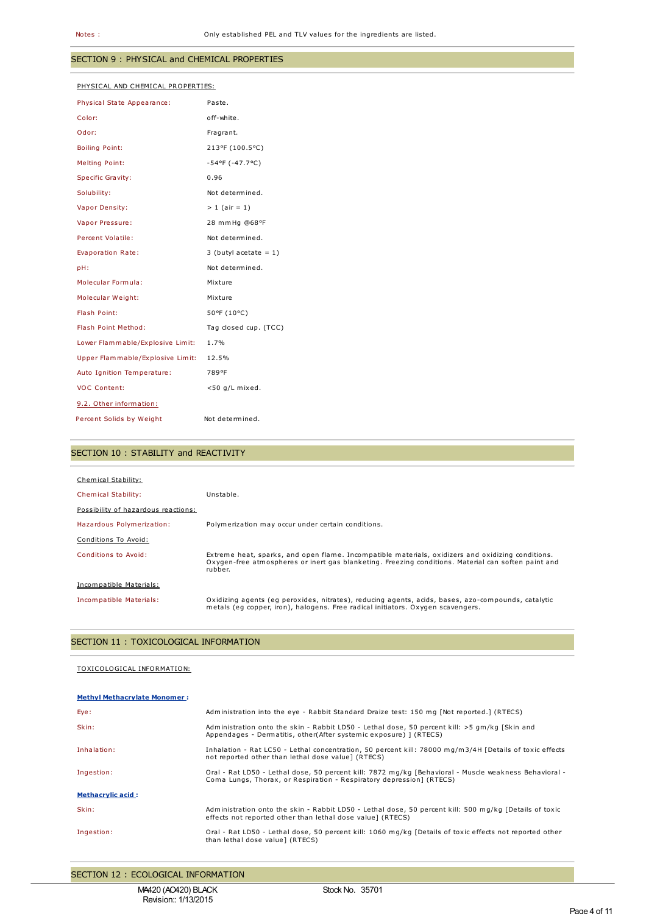Notes : Only established PEL and TLV values for the ingredients are listed.

## SECTION 9 : PHYSICAL and CHEMICAL PROPERTIES

PHYSICAL AND CHEMICAL PROPERTIES:

| | |
|---|---|
| Physical State Appearance: | Paste. |
| Color: | off-white. |
| Odor: | Fragrant. |
| Boiling Point: | 213°F (100.5°C) |
| Melting Point: | -54°F (-47.7°C) |
| Specific Gravity: | 0.96 |
| Solubility: | Not determined. |
| Vapor Density: | > 1 (air = 1) |
| Vapor Pressure: | 28 mmHg @68°F |
| Percent Volatile: | Not determined. |
| Evaporation Rate: | 3 (butyl acetate = 1) |
| pH: | Not determined. |
| Molecular Formula: | Mixture |
| Molecular Weight: | Mixture |
| Flash Point: | 50°F (10°C) |
| Flash Point Method: | Tag closed cup. (TCC) |
| Lower Flammable/Explosive Limit: | 1.7% |
| Upper Flammable/Explosive Limit: | 12.5% |
| Auto Ignition Temperature: | 789°F |
| VOC Content: | <50 g/L mixed. |

9.2. Other information:

| | |
|---|---|
| Percent Solids by Weight | Not determined. |

## SECTION 10 : STABILITY and REACTIVITY

Chemical Stability:

| | |
|---|---|
| Chemical Stability: | Unstable. |

Possibility of hazardous reactions:

| | |
|---|---|
| Hazardous Polymerization: | Polymerization may occur under certain conditions. |

Conditions To Avoid:

| | |
|---|---|
| Conditions to Avoid: | Extreme heat, sparks, and open flame. Incompatible materials, oxidizers and oxidizing conditions. Oxygen-free atmospheres or inert gas blanketing. Freezing conditions. Material can soften paint and rubber. |

Incompatible Materials:

| | |
|---|---|
| Incompatible Materials: | Oxidizing agents (eg peroxides, nitrates), reducing agents, acids, bases, azo-compounds, catalytic metals (eg copper, iron), halogens. Free radical initiators. Oxygen scavengers. |

## SECTION 11 : TOXICOLOGICAL INFORMATION

TOXICOLOGICAL INFORMATION:

**Methyl Methacrylate Monomer :**

| | |
|---|---|
| Eye: | Administration into the eye - Rabbit Standard Draize test: 150 mg [Not reported.] (RTECS) |
| Skin: | Administration onto the skin - Rabbit LD50 - Lethal dose, 50 percent kill: >5 gm/kg [Skin and Appendages - Dermatitis, other(After systemic exposure) ] (RTECS) |
| Inhalation: | Inhalation - Rat LC50 - Lethal concentration, 50 percent kill: 78000 mg/m3/4H [Details of toxic effects not reported other than lethal dose value] (RTECS) |
| Ingestion: | Oral - Rat LD50 - Lethal dose, 50 percent kill: 7872 mg/kg [Behavioral - Muscle weakness Behavioral - Coma Lungs, Thorax, or Respiration - Respiratory depression] (RTECS) |

**Methacrylic acid :**

| | |
|---|---|
| Skin: | Administration onto the skin - Rabbit LD50 - Lethal dose, 50 percent kill: 500 mg/kg [Details of toxic effects not reported other than lethal dose value] (RTECS) |
| Ingestion: | Oral - Rat LD50 - Lethal dose, 50 percent kill: 1060 mg/kg [Details of toxic effects not reported other than lethal dose value] (RTECS) |

## SECTION 12 : ECOLOGICAL INFORMATION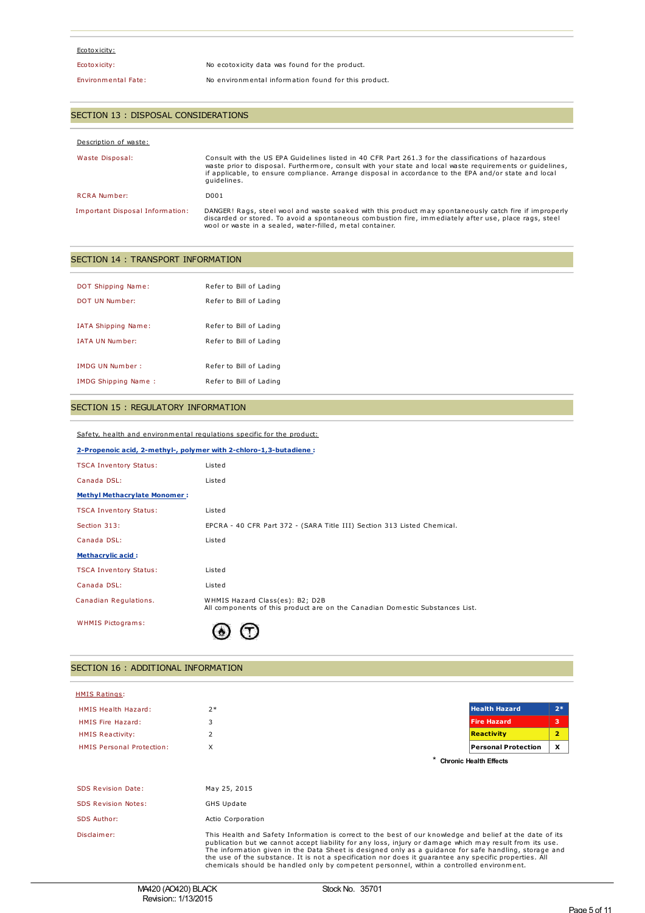Ecotoxicity:

| | |
|---|---|
| Ecotoxicity: | No ecotoxicity data was found for the product. |
| Environmental Fate: | No environmental information found for this product. |

## SECTION 13 : DISPOSAL CONSIDERATIONS

Description of waste:

| | |
|---|---|
| Waste Disposal: | Consult with the US EPA Guidelines listed in 40 CFR Part 261.3 for the classifications of hazardous waste prior to disposal. Furthermore, consult with your state and local waste requirements or guidelines, if applicable, to ensure compliance. Arrange disposal in accordance to the EPA and/or state and local guidelines. |
| RCRA Number: | D001 |
| Important Disposal Information: | DANGER! Rags, steel wool and waste soaked with this product may spontaneously catch fire if improperly discarded or stored. To avoid a spontaneous combustion fire, immediately after use, place rags, steel wool or waste in a sealed, water-filled, metal container. |

## SECTION 14 : TRANSPORT INFORMATION

| | |
|---|---|
| DOT Shipping Name: | Refer to Bill of Lading |
| DOT UN Number: | Refer to Bill of Lading |
| IATA Shipping Name: | Refer to Bill of Lading |
| IATA UN Number: | Refer to Bill of Lading |
| IMDG UN Number : | Refer to Bill of Lading |
| IMDG Shipping Name : | Refer to Bill of Lading |

## SECTION 15 : REGULATORY INFORMATION

Safety, health and environmental regulations specific for the product:

**2-Propenoic acid, 2-methyl-, polymer with 2-chloro-1,3-butadiene :**

| | |
|---|---|
| TSCA Inventory Status: | Listed |
| Canada DSL: | Listed |

**Methyl Methacrylate Monomer :**

| | |
|---|---|
| TSCA Inventory Status: | Listed |
| Section 313: | EPCRA - 40 CFR Part 372 - (SARA Title III) Section 313 Listed Chemical. |
| Canada DSL: | Listed |

**Methacrylic acid :**

| | |
|---|---|
| TSCA Inventory Status: | Listed |
| Canada DSL: | Listed |
| Canadian Regulations. | WHMIS Hazard Class(es): B2; D2B<br>All components of this product are on the Canadian Domestic Substances List. |
| WHMIS Pictograms: | |

## SECTION 16 : ADDITIONAL INFORMATION

HMIS Ratings:

| | |
|---|---|
| HMIS Health Hazard: | 2* |
| HMIS Fire Hazard: | 3 |
| HMIS Reactivity: | 2 |
| HMIS Personal Protection: | X |

| | |
|---|---|
| Health Hazard | 2* |
| Fire Hazard | 3 |
| Reactivity | 2 |
| Personal Protection | X |

\* Chronic Health Effects

| | |
|---|---|
| SDS Revision Date: | May 25, 2015 |
| SDS Revision Notes: | GHS Update |
| SDS Author: | Actio Corporation |
| Disclaimer: | This Health and Safety Information is correct to the best of our knowledge and belief at the date of its publication but we cannot accept liability for any loss, injury or damage which may result from its use. The information given in the Data Sheet is designed only as a guidance for safe handling, storage and the use of the substance. It is not a specification nor does it guarantee any specific properties. All chemicals should be handled only by competent personnel, within a controlled environment. |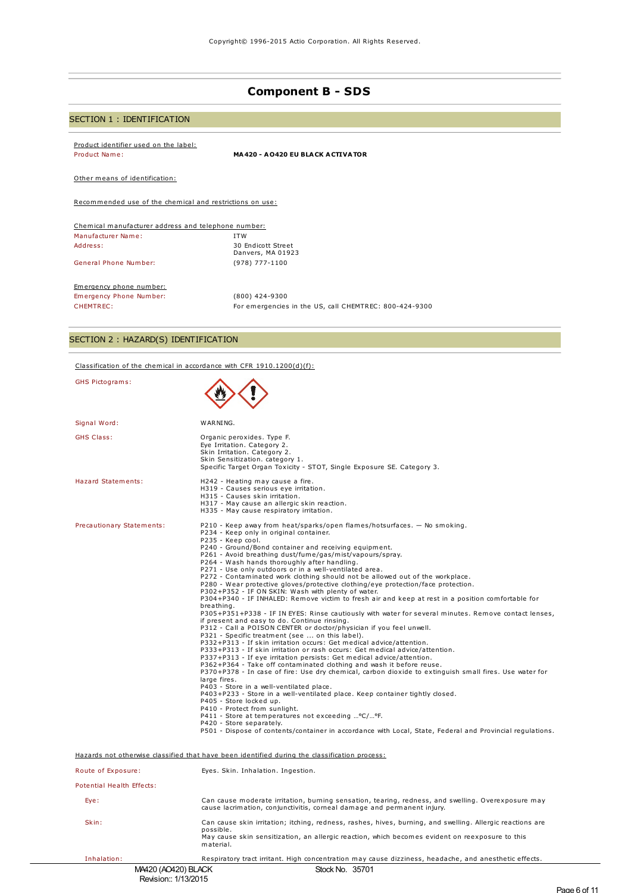# Component B - SDS

## SECTION 1 : IDENTIFICATION

Product identifier used on the label:

| | |
|---|---|
| Product Name: | **MA420 - AO420 EU BLACK ACTIVATOR** |

Other means of identification:

Recommended use of the chemical and restrictions on use:

Chemical manufacturer address and telephone number:

| | |
|---|---|
| Manufacturer Name: | ITW |
| Address: | 30 Endicott Street<br>Danvers, MA 01923 |
| General Phone Number: | (978) 777-1100 |

Emergency phone number:

| | |
|---|---|
| Emergency Phone Number: | (800) 424-9300 |
| CHEMTREC: | For emergencies in the US, call CHEMTREC: 800-424-9300 |

## SECTION 2 : HAZARD(S) IDENTIFICATION

Classification of the chemical in accordance with CFR 1910.1200(d)(f):

GHS Pictograms:

Signal Word: WARNING.

GHS Class:
Organic peroxides. Type F.
Eye Irritation. Category 2.
Skin Irritation. Category 2.
Skin Sensitization. category 1.
Specific Target Organ Toxicity - STOT, Single Exposure SE. Category 3.

Hazard Statements:
H242 - Heating may cause a fire.
H319 - Causes serious eye irritation.
H315 - Causes skin irritation.
H317 - May cause an allergic skin reaction.
H335 - May cause respiratory irritation.

Precautionary Statements:
P210 - Keep away from heat/sparks/open flames/hotsurfaces. — No smoking.
P234 - Keep only in original container.
P235 - Keep cool.
P240 - Ground/Bond container and receiving equipment.
P261 - Avoid breathing dust/fume/gas/mist/vapours/spray.
P264 - Wash hands thoroughly after handling.
P271 - Use only outdoors or in a well-ventilated area.
P272 - Contaminated work clothing should not be allowed out of the workplace.
P280 - Wear protective gloves/protective clothing/eye protection/face protection.
P302+P352 - IF ON SKIN: Wash with plenty of water.
P304+P340 - IF INHALED: Remove victim to fresh air and keep at rest in a position comfortable for breathing.
P305+P351+P338 - IF IN EYES: Rinse cautiously with water for several minutes. Remove contact lenses, if present and easy to do. Continue rinsing.
P312 - Call a POISON CENTER or doctor/physician if you feel unwell.
P321 - Specific treatment (see ... on this label).
P332+P313 - If skin irritation occurs: Get medical advice/attention.
P333+P313 - If skin irritation or rash occurs: Get medical advice/attention.
P337+P313 - If eye irritation persists: Get medical advice/attention.
P362+P364 - Take off contaminated clothing and wash it before reuse.
P370+P378 - In case of fire: Use dry chemical, carbon dioxide to extinguish small fires. Use water for large fires.
P403 - Store in a well-ventilated place.
P403+P233 - Store in a well-ventilated place. Keep container tightly closed.
P405 - Store locked up.
P410 - Protect from sunlight.
P411 - Store at temperatures not exceeding …°C/…°F.
P420 - Store separately.
P501 - Dispose of contents/container in accordance with Local, State, Federal and Provincial regulations.

Hazards not otherwise classified that have been identified during the classification process:

Route of Exposure: Eyes. Skin. Inhalation. Ingestion.

Potential Health Effects:

Eye: Can cause moderate irritation, burning sensation, tearing, redness, and swelling. Overexposure may cause lacrimation, conjunctivitis, corneal damage and permanent injury.

Skin: Can cause skin irritation; itching, redness, rashes, hives, burning, and swelling. Allergic reactions are possible.
May cause skin sensitization, an allergic reaction, which becomes evident on reexposure to this material.

Inhalation: Respiratory tract irritant. High concentration may cause dizziness, headache, and anesthetic effects.

MA420 (AO420) BLACK
Revision:: 1/13/2015
Stock No. 35701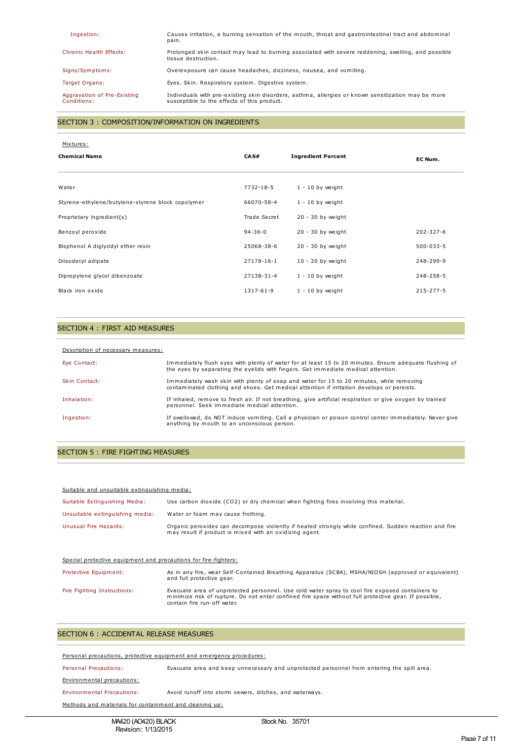| | |
|---|---|
| Ingestion: | Causes irritation, a burning sensation of the mouth, throat and gastrointestinal tract and abdominal pain. |
| Chronic Health Effects: | Prolonged skin contact may lead to burning associated with severe reddening, swelling, and possible tissue destruction. |
| Signs/Symptoms: | Overexposure can cause headaches, dizziness, nausea, and vomiting. |
| Target Organs: | Eyes. Skin. Respiratory system. Digestive system. |
| Aggravation of Pre-Existing Conditions: | Individuals with pre-existing skin disorders, asthma, allergies or known sensitization may be more susceptible to the effects of this product. |

## SECTION 3 : COMPOSITION/INFORMATION ON INGREDIENTS

Mixtures:

| Chemical Name | CAS# | Ingredient Percent | EC Num. |
|---|---|---|---|
| Water | 7732-18-5 | 1 - 10 by weight | |
| Styrene-ethylene/butylene-styrene block copolymer | 66070-58-4 | 1 - 10 by weight | |
| Proprietary ingredient(s) | Trade Secret | 20 - 30 by weight | |
| Benzoyl peroxide | 94-36-0 | 20 - 30 by weight | 202-327-6 |
| Bisphenol A diglycidyl ether resin | 25068-38-6 | 20 - 30 by weight | 500-033-5 |
| Diisodecyl adipate | 27178-16-1 | 10 - 20 by weight | 248-299-9 |
| Dipropylene glycol dibenzoate | 27138-31-4 | 1 - 10 by weight | 248-258-5 |
| Black iron oxide | 1317-61-9 | 1 - 10 by weight | 215-277-5 |

## SECTION 4 : FIRST AID MEASURES

Description of necessary measures:

| | |
|---|---|
| Eye Contact: | Immediately flush eyes with plenty of water for at least 15 to 20 minutes. Ensure adequate flushing of the eyes by separating the eyelids with fingers. Get immediate medical attention. |
| Skin Contact: | Immediately wash skin with plenty of soap and water for 15 to 20 minutes, while removing contaminated clothing and shoes. Get medical attention if irritation develops or persists. |
| Inhalation: | If inhaled, remove to fresh air. If not breathing, give artificial respiration or give oxygen by trained personnel. Seek immediate medical attention. |
| Ingestion: | If swallowed, do NOT induce vomiting. Call a physician or poison control center immediately. Never give anything by mouth to an unconscious person. |

## SECTION 5 : FIRE FIGHTING MEASURES

Suitable and unsuitable extinguishing media:

| | |
|---|---|
| Suitable Extinguishing Media: | Use carbon dioxide ($CO_2$) or dry chemical when fighting fires involving this material. |
| Unsuitable extinguishing media: | Water or foam may cause frothing. |
| Unusual Fire Hazards: | Organic peroxides can decompose violently if heated strongly while confined. Sudden reaction and fire may result if product is mixed with an oxidizing agent. |

Special protective equipment and precautions for fire-fighters:

| | |
|---|---|
| Protective Equipment: | As in any fire, wear Self-Contained Breathing Apparatus (SCBA), MSHA/NIOSH (approved or equivalent) and full protective gear. |
| Fire Fighting Instructions: | Evacuate area of unprotected personnel. Use cold water spray to cool fire exposed containers to minimize risk of rupture. Do not enter confined fire space without full protective gear. If possible, contain fire run-off water. |

## SECTION 6 : ACCIDENTAL RELEASE MEASURES

Personal precautions, protective equipment and emergency procedures:

| | |
|---|---|
| Personal Precautions: | Evacuate area and keep unnecessary and unprotected personnel from entering the spill area. |

Environmental precautions:

| | |
|---|---|
| Environmental Precautions: | Avoid runoff into storm sewers, ditches, and waterways. |

Methods and materials for containment and cleaning up: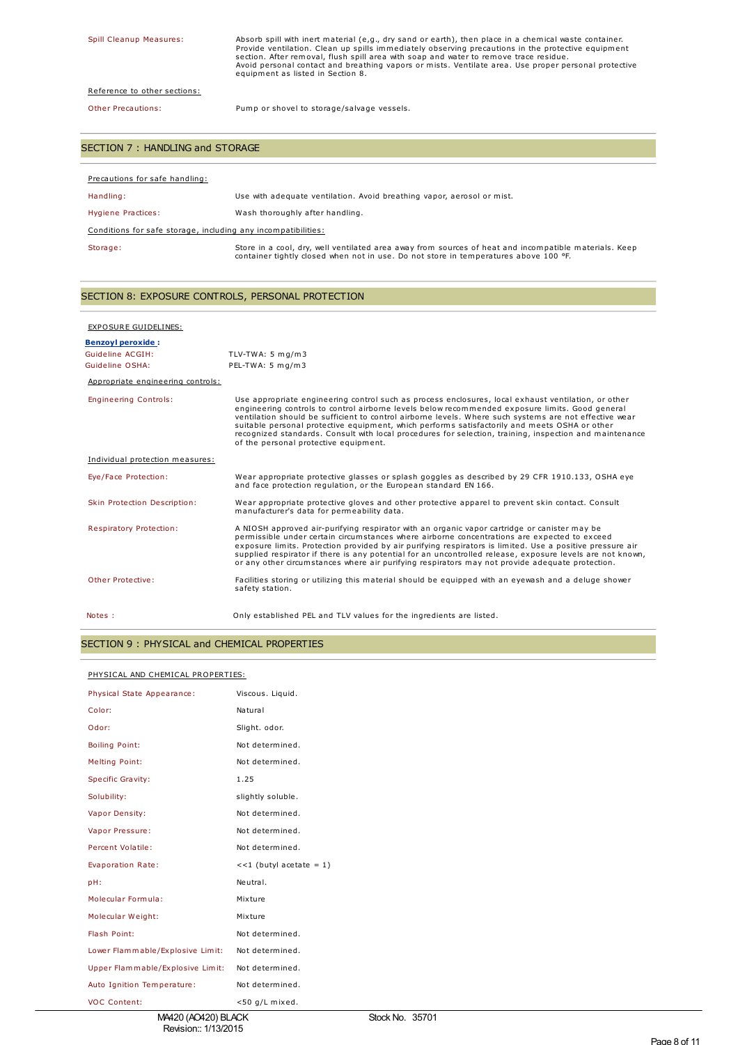| | |
|---|---|
| Spill Cleanup Measures: | Absorb spill with inert material (e,g., dry sand or earth), then place in a chemical waste container. Provide ventilation. Clean up spills immediately observing precautions in the protective equipment section. After removal, flush spill area with soap and water to remove trace residue. Avoid personal contact and breathing vapors or mists. Ventilate area. Use proper personal protective equipment as listed in Section 8. |

Reference to other sections:

| | |
|---|---|
| Other Precautions: | Pump or shovel to storage/salvage vessels. |

## SECTION 7 : HANDLING and STORAGE

Precautions for safe handling:

| | |
|---|---|
| Handling: | Use with adequate ventilation. Avoid breathing vapor, aerosol or mist. |
| Hygiene Practices: | Wash thoroughly after handling. |

Conditions for safe storage, including any incompatibilities:

| | |
|---|---|
| Storage: | Store in a cool, dry, well ventilated area away from sources of heat and incompatible materials. Keep container tightly closed when not in use. Do not store in temperatures above 100 °F. |

## SECTION 8: EXPOSURE CONTROLS, PERSONAL PROTECTION

EXPOSURE GUIDELINES:

**Benzoyl peroxide :**

| | |
|---|---|
| Guideline ACGIH: | TLV-TWA: 5 mg/m3 |
| Guideline OSHA: | PEL-TWA: 5 mg/m3 |

Appropriate engineering controls:

| | |
|---|---|
| Engineering Controls: | Use appropriate engineering control such as process enclosures, local exhaust ventilation, or other engineering controls to control airborne levels below recommended exposure limits. Good general ventilation should be sufficient to control airborne levels. Where such systems are not effective wear suitable personal protective equipment, which performs satisfactorily and meets OSHA or other recognized standards. Consult with local procedures for selection, training, inspection and maintenance of the personal protective equipment. |

Individual protection measures:

| | |
|---|---|
| Eye/Face Protection: | Wear appropriate protective glasses or splash goggles as described by 29 CFR 1910.133, OSHA eye and face protection regulation, or the European standard EN 166. |
| Skin Protection Description: | Wear appropriate protective gloves and other protective apparel to prevent skin contact. Consult manufacturer's data for permeability data. |
| Respiratory Protection: | A NIOSH approved air-purifying respirator with an organic vapor cartridge or canister may be permissible under certain circumstances where airborne concentrations are expected to exceed exposure limits. Protection provided by air purifying respirators is limited. Use a positive pressure air supplied respirator if there is any potential for an uncontrolled release, exposure levels are not known, or any other circumstances where air purifying respirators may not provide adequate protection. |
| Other Protective: | Facilities storing or utilizing this material should be equipped with an eyewash and a deluge shower safety station. |

| | |
|---|---|
| Notes : | Only established PEL and TLV values for the ingredients are listed. |

## SECTION 9 : PHYSICAL and CHEMICAL PROPERTIES

PHYSICAL AND CHEMICAL PROPERTIES:

| | |
|---|---|
| Physical State Appearance: | Viscous. Liquid. |
| Color: | Natural |
| Odor: | Slight. odor. |
| Boiling Point: | Not determined. |
| Melting Point: | Not determined. |
| Specific Gravity: | 1.25 |
| Solubility: | slightly soluble. |
| Vapor Density: | Not determined. |
| Vapor Pressure: | Not determined. |
| Percent Volatile: | Not determined. |
| Evaporation Rate: | <<1 (butyl acetate = 1) |
| pH: | Neutral. |
| Molecular Formula: | Mixture |
| Molecular Weight: | Mixture |
| Flash Point: | Not determined. |
| Lower Flammable/Explosive Limit: | Not determined. |
| Upper Flammable/Explosive Limit: | Not determined. |
| Auto Ignition Temperature: | Not determined. |
| VOC Content: | <50 g/L mixed. |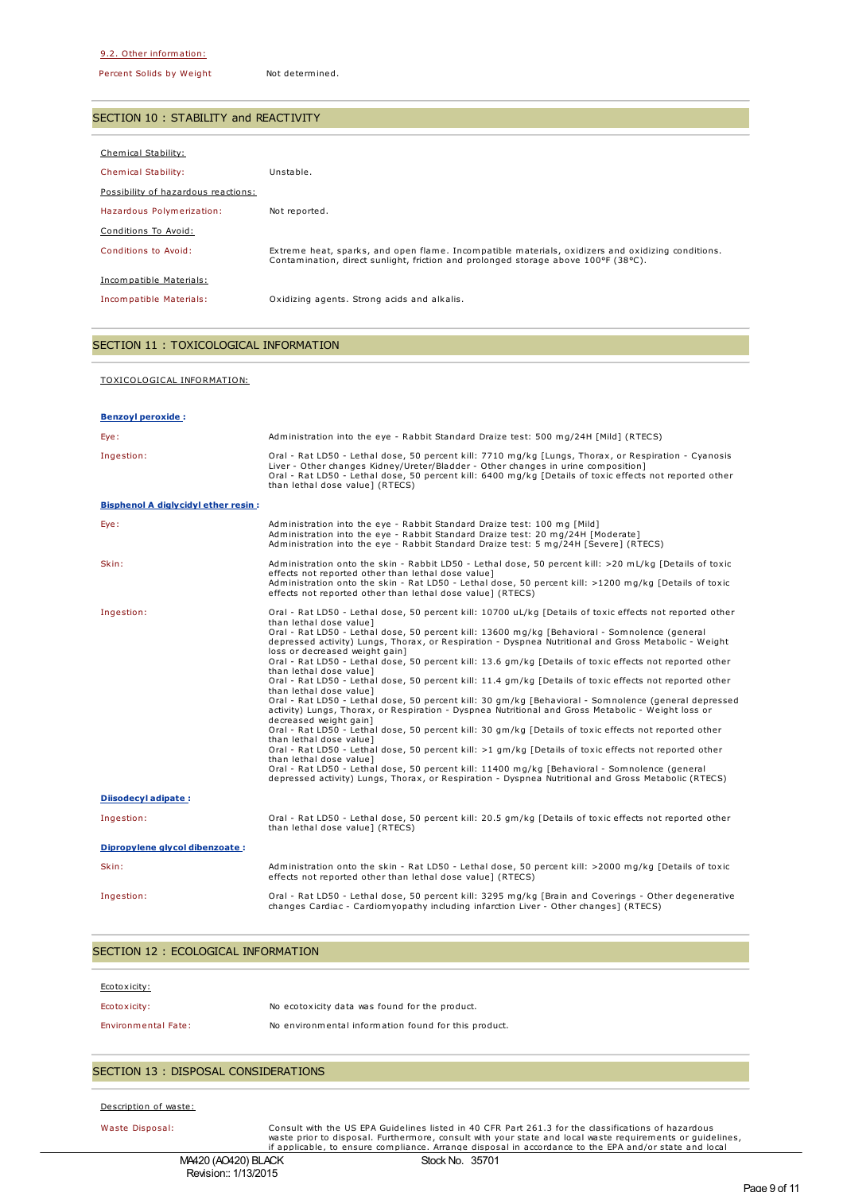9.2. Other information:

| | |
|---|---|
| Percent Solids by Weight | Not determined. |

## SECTION 10 : STABILITY and REACTIVITY

Chemical Stability:

| | |
|---|---|
| Chemical Stability: | Unstable. |

Possibility of hazardous reactions:

| | |
|---|---|
| Hazardous Polymerization: | Not reported. |

Conditions To Avoid:

| | |
|---|---|
| Conditions to Avoid: | Extreme heat, sparks, and open flame. Incompatible materials, oxidizers and oxidizing conditions. Contamination, direct sunlight, friction and prolonged storage above 100°F (38°C). |

Incompatible Materials:

| | |
|---|---|
| Incompatible Materials: | Oxidizing agents. Strong acids and alkalis. |

## SECTION 11 : TOXICOLOGICAL INFORMATION

TOXICOLOGICAL INFORMATION:

**Benzoyl peroxide :**

| | |
|---|---|
| Eye: | Administration into the eye - Rabbit Standard Draize test: 500 mg/24H [Mild] (RTECS) |
| Ingestion: | Oral - Rat LD50 - Lethal dose, 50 percent kill: 7710 mg/kg [Lungs, Thorax, or Respiration - Cyanosis Liver - Other changes Kidney/Ureter/Bladder - Other changes in urine composition]<br>Oral - Rat LD50 - Lethal dose, 50 percent kill: 6400 mg/kg [Details of toxic effects not reported other than lethal dose value] (RTECS) |

**Bisphenol A diglycidyl ether resin :**

| | |
|---|---|
| Eye: | Administration into the eye - Rabbit Standard Draize test: 100 mg [Mild]<br>Administration into the eye - Rabbit Standard Draize test: 20 mg/24H [Moderate]<br>Administration into the eye - Rabbit Standard Draize test: 5 mg/24H [Severe] (RTECS) |
| Skin: | Administration onto the skin - Rabbit LD50 - Lethal dose, 50 percent kill: >20 mL/kg [Details of toxic effects not reported other than lethal dose value]<br>Administration onto the skin - Rat LD50 - Lethal dose, 50 percent kill: >1200 mg/kg [Details of toxic effects not reported other than lethal dose value] (RTECS) |
| Ingestion: | Oral - Rat LD50 - Lethal dose, 50 percent kill: 10700 uL/kg [Details of toxic effects not reported other than lethal dose value]<br>Oral - Rat LD50 - Lethal dose, 50 percent kill: 13600 mg/kg [Behavioral - Somnolence (general depressed activity) Lungs, Thorax, or Respiration - Dyspnea Nutritional and Gross Metabolic - Weight loss or decreased weight gain]<br>Oral - Rat LD50 - Lethal dose, 50 percent kill: 13.6 gm/kg [Details of toxic effects not reported other than lethal dose value]<br>Oral - Rat LD50 - Lethal dose, 50 percent kill: 11.4 gm/kg [Details of toxic effects not reported other than lethal dose value]<br>Oral - Rat LD50 - Lethal dose, 50 percent kill: 30 gm/kg [Behavioral - Somnolence (general depressed activity) Lungs, Thorax, or Respiration - Dyspnea Nutritional and Gross Metabolic - Weight loss or decreased weight gain]<br>Oral - Rat LD50 - Lethal dose, 50 percent kill: 30 gm/kg [Details of toxic effects not reported other than lethal dose value]<br>Oral - Rat LD50 - Lethal dose, 50 percent kill: >1 gm/kg [Details of toxic effects not reported other than lethal dose value]<br>Oral - Rat LD50 - Lethal dose, 50 percent kill: 11400 mg/kg [Behavioral - Somnolence (general depressed activity) Lungs, Thorax, or Respiration - Dyspnea Nutritional and Gross Metabolic (RTECS) |

**Diisodecyl adipate :**

| | |
|---|---|
| Ingestion: | Oral - Rat LD50 - Lethal dose, 50 percent kill: 20.5 gm/kg [Details of toxic effects not reported other than lethal dose value] (RTECS) |

**Dipropylene glycol dibenzoate :**

| | |
|---|---|
| Skin: | Administration onto the skin - Rat LD50 - Lethal dose, 50 percent kill: >2000 mg/kg [Details of toxic effects not reported other than lethal dose value] (RTECS) |
| Ingestion: | Oral - Rat LD50 - Lethal dose, 50 percent kill: 3295 mg/kg [Brain and Coverings - Other degenerative changes Cardiac - Cardiomyopathy including infarction Liver - Other changes] (RTECS) |

## SECTION 12 : ECOLOGICAL INFORMATION

Ecotoxicity:

| | |
|---|---|
| Ecotoxicity: | No ecotoxicity data was found for the product. |
| Environmental Fate: | No environmental information found for this product. |

## SECTION 13 : DISPOSAL CONSIDERATIONS

Description of waste:

| | |
|---|---|
| Waste Disposal: | Consult with the US EPA Guidelines listed in 40 CFR Part 261.3 for the classifications of hazardous waste prior to disposal. Furthermore, consult with your state and local waste requirements or guidelines, if applicable, to ensure compliance. Arrange disposal in accordance to the EPA and/or state and local |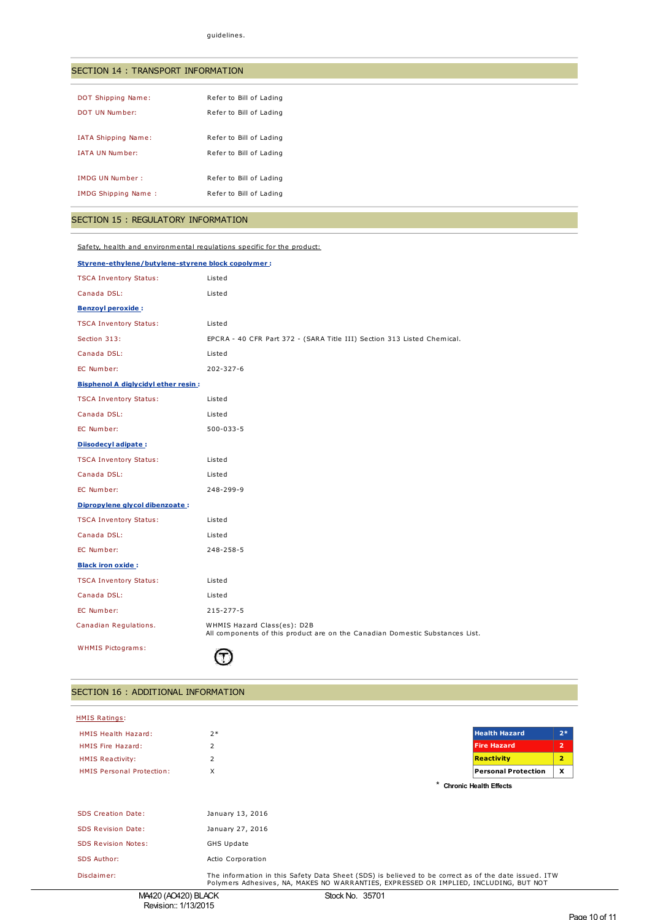guidelines.

## SECTION 14 : TRANSPORT INFORMATION

| | |
|---|---|
| DOT Shipping Name: | Refer to Bill of Lading |
| DOT UN Number: | Refer to Bill of Lading |
| IATA Shipping Name: | Refer to Bill of Lading |
| IATA UN Number: | Refer to Bill of Lading |
| IMDG UN Number : | Refer to Bill of Lading |
| IMDG Shipping Name : | Refer to Bill of Lading |

## SECTION 15 : REGULATORY INFORMATION

Safety, health and environmental regulations specific for the product:

**Styrene-ethylene/butylene-styrene block copolymer :**

| | |
|---|---|
| TSCA Inventory Status: | Listed |
| Canada DSL: | Listed |

**Benzoyl peroxide :**

| | |
|---|---|
| TSCA Inventory Status: | Listed |
| Section 313: | EPCRA - 40 CFR Part 372 - (SARA Title III) Section 313 Listed Chemical. |
| Canada DSL: | Listed |
| EC Number: | 202-327-6 |

**Bisphenol A diglycidyl ether resin :**

| | |
|---|---|
| TSCA Inventory Status: | Listed |
| Canada DSL: | Listed |
| EC Number: | 500-033-5 |

**Diisodecyl adipate :**

| | |
|---|---|
| TSCA Inventory Status: | Listed |
| Canada DSL: | Listed |
| EC Number: | 248-299-9 |

**Dipropylene glycol dibenzoate :**

| | |
|---|---|
| TSCA Inventory Status: | Listed |
| Canada DSL: | Listed |
| EC Number: | 248-258-5 |

**Black iron oxide :**

| | |
|---|---|
| TSCA Inventory Status: | Listed |
| Canada DSL: | Listed |
| EC Number: | 215-277-5 |
| Canadian Regulations. | WHMIS Hazard Class(es): D2B<br>All components of this product are on the Canadian Domestic Substances List. |
| WHMIS Pictograms: | |

## SECTION 16 : ADDITIONAL INFORMATION

HMIS Ratings:

| | |
|---|---|
| HMIS Health Hazard: | 2* |
| HMIS Fire Hazard: | 2 |
| HMIS Reactivity: | 2 |
| HMIS Personal Protection: | X |

| | |
|---|---|
| Health Hazard | 2* |
| Fire Hazard | 2 |
| Reactivity | 2 |
| Personal Protection | X |

* **Chronic Health Effects**

| | |
|---|---|
| SDS Creation Date: | January 13, 2016 |
| SDS Revision Date: | January 27, 2016 |
| SDS Revision Notes: | GHS Update |
| SDS Author: | Actio Corporation |
| Disclaimer: | The information in this Safety Data Sheet (SDS) is believed to be correct as of the date issued. ITW Polymers Adhesives, NA, MAKES NO WARRANTIES, EXPRESSED OR IMPLIED, INCLUDING, BUT NOT |

MA420 (AO420) BLACK
Revision:: 1/13/2015
Stock No. 35701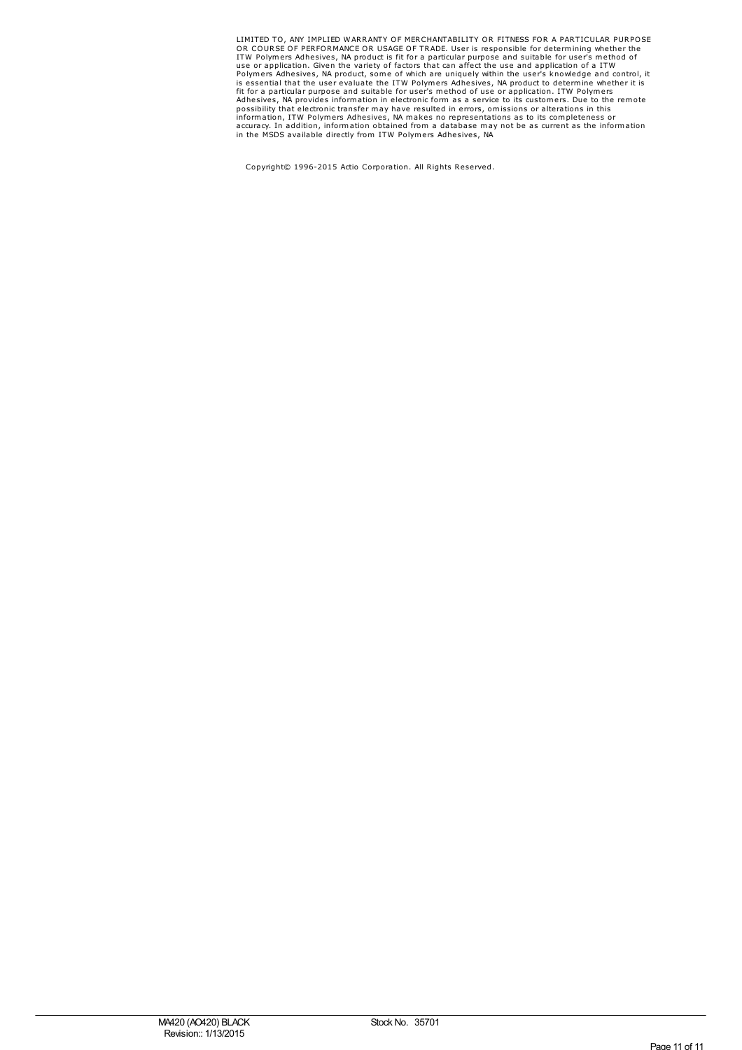LIMITED TO, ANY IMPLIED WARRANTY OF MERCHANTABILITY OR FITNESS FOR A PARTICULAR PURPOSE OR COURSE OF PERFORMANCE OR USAGE OF TRADE. User is responsible for determining whether the ITW Polymers Adhesives, NA product is fit for a particular purpose and suitable for user's method of use or application. Given the variety of factors that can affect the use and application of a ITW Polymers Adhesives, NA product, some of which are uniquely within the user's knowledge and control, it is essential that the user evaluate the ITW Polymers Adhesives, NA product to determine whether it is fit for a particular purpose and suitable for user's method of use or application. ITW Polymers Adhesives, NA provides information in electronic form as a service to its customers. Due to the remote possibility that electronic transfer may have resulted in errors, omissions or alterations in this information, ITW Polymers Adhesives, NA makes no representations as to its completeness or accuracy. In addition, information obtained from a database may not be as current as the information in the MSDS available directly from ITW Polymers Adhesives, NA

Copyright© 1996-2015 Actio Corporation. All Rights Reserved.